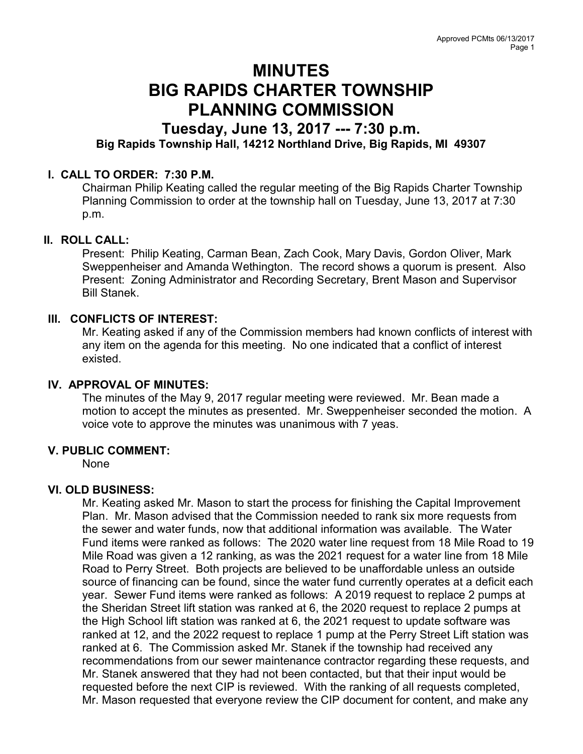# MINUTES
# BIG RAPIDS CHARTER TOWNSHIP
# PLANNING COMMISSION

## Tuesday, June 13, 2017 --- 7:30 p.m.

### Big Rapids Township Hall, 14212 Northland Drive, Big Rapids, MI 49307

**I. CALL TO ORDER: 7:30 P.M.**

Chairman Philip Keating called the regular meeting of the Big Rapids Charter Township Planning Commission to order at the township hall on Tuesday, June 13, 2017 at 7:30 p.m.

**II. ROLL CALL:**

Present: Philip Keating, Carman Bean, Zach Cook, Mary Davis, Gordon Oliver, Mark Sweppenheiser and Amanda Wethington. The record shows a quorum is present. Also Present: Zoning Administrator and Recording Secretary, Brent Mason and Supervisor Bill Stanek.

**III. CONFLICTS OF INTEREST:**

Mr. Keating asked if any of the Commission members had known conflicts of interest with any item on the agenda for this meeting. No one indicated that a conflict of interest existed.

**IV. APPROVAL OF MINUTES:**

The minutes of the May 9, 2017 regular meeting were reviewed. Mr. Bean made a motion to accept the minutes as presented. Mr. Sweppenheiser seconded the motion. A voice vote to approve the minutes was unanimous with 7 yeas.

**V. PUBLIC COMMENT:**

None

**VI. OLD BUSINESS:**

Mr. Keating asked Mr. Mason to start the process for finishing the Capital Improvement Plan. Mr. Mason advised that the Commission needed to rank six more requests from the sewer and water funds, now that additional information was available. The Water Fund items were ranked as follows: The 2020 water line request from 18 Mile Road to 19 Mile Road was given a 12 ranking, as was the 2021 request for a water line from 18 Mile Road to Perry Street. Both projects are believed to be unaffordable unless an outside source of financing can be found, since the water fund currently operates at a deficit each year. Sewer Fund items were ranked as follows: A 2019 request to replace 2 pumps at the Sheridan Street lift station was ranked at 6, the 2020 request to replace 2 pumps at the High School lift station was ranked at 6, the 2021 request to update software was ranked at 12, and the 2022 request to replace 1 pump at the Perry Street Lift station was ranked at 6. The Commission asked Mr. Stanek if the township had received any recommendations from our sewer maintenance contractor regarding these requests, and Mr. Stanek answered that they had not been contacted, but that their input would be requested before the next CIP is reviewed. With the ranking of all requests completed, Mr. Mason requested that everyone review the CIP document for content, and make any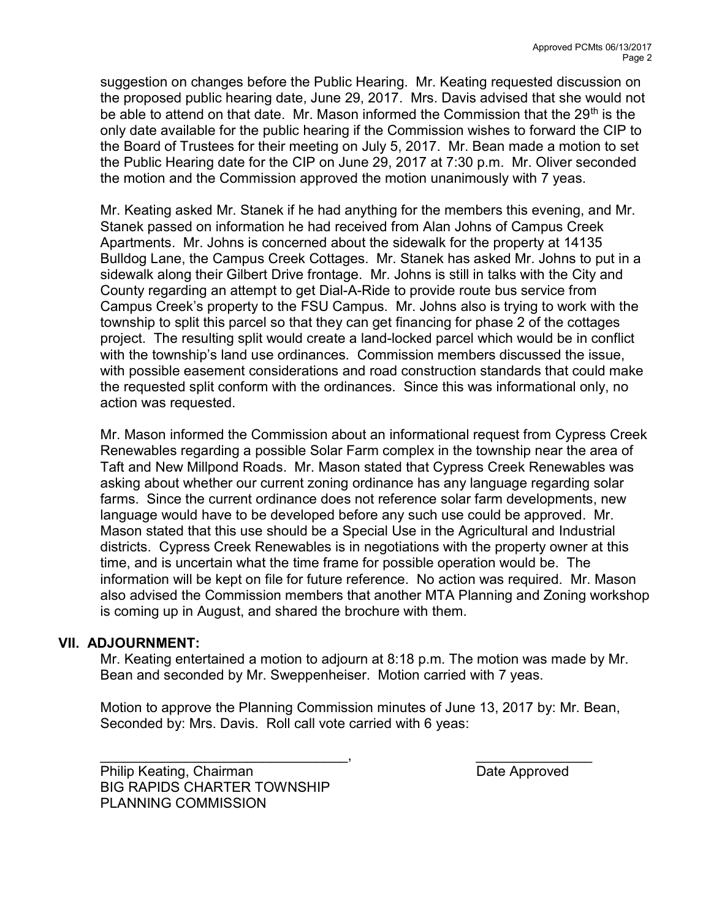suggestion on changes before the Public Hearing. Mr. Keating requested discussion on the proposed public hearing date, June 29, 2017. Mrs. Davis advised that she would not be able to attend on that date. Mr. Mason informed the Commission that the 29th is the only date available for the public hearing if the Commission wishes to forward the CIP to the Board of Trustees for their meeting on July 5, 2017. Mr. Bean made a motion to set the Public Hearing date for the CIP on June 29, 2017 at 7:30 p.m. Mr. Oliver seconded the motion and the Commission approved the motion unanimously with 7 yeas.

Mr. Keating asked Mr. Stanek if he had anything for the members this evening, and Mr. Stanek passed on information he had received from Alan Johns of Campus Creek Apartments. Mr. Johns is concerned about the sidewalk for the property at 14135 Bulldog Lane, the Campus Creek Cottages. Mr. Stanek has asked Mr. Johns to put in a sidewalk along their Gilbert Drive frontage. Mr. Johns is still in talks with the City and County regarding an attempt to get Dial-A-Ride to provide route bus service from Campus Creek's property to the FSU Campus. Mr. Johns also is trying to work with the township to split this parcel so that they can get financing for phase 2 of the cottages project. The resulting split would create a land-locked parcel which would be in conflict with the township's land use ordinances. Commission members discussed the issue, with possible easement considerations and road construction standards that could make the requested split conform with the ordinances. Since this was informational only, no action was requested.

Mr. Mason informed the Commission about an informational request from Cypress Creek Renewables regarding a possible Solar Farm complex in the township near the area of Taft and New Millpond Roads. Mr. Mason stated that Cypress Creek Renewables was asking about whether our current zoning ordinance has any language regarding solar farms. Since the current ordinance does not reference solar farm developments, new language would have to be developed before any such use could be approved. Mr. Mason stated that this use should be a Special Use in the Agricultural and Industrial districts. Cypress Creek Renewables is in negotiations with the property owner at this time, and is uncertain what the time frame for possible operation would be. The information will be kept on file for future reference. No action was required. Mr. Mason also advised the Commission members that another MTA Planning and Zoning workshop is coming up in August, and shared the brochure with them.

## VII. ADJOURNMENT:

Mr. Keating entertained a motion to adjourn at 8:18 p.m. The motion was made by Mr. Bean and seconded by Mr. Sweppenheiser. Motion carried with 7 yeas.

Motion to approve the Planning Commission minutes of June 13, 2017 by: Mr. Bean, Seconded by: Mrs. Davis. Roll call vote carried with 6 yeas:

\_\_\_\_\_\_\_\_\_\_\_\_\_\_\_\_\_\_\_\_\_\_\_\_\_\_\_\_\_\_\_\_\_\_, \_\_\_\_\_\_\_\_\_\_\_\_\_\_\_\_

Philip Keating, Chairman Date Approved
BIG RAPIDS CHARTER TOWNSHIP
PLANNING COMMISSION